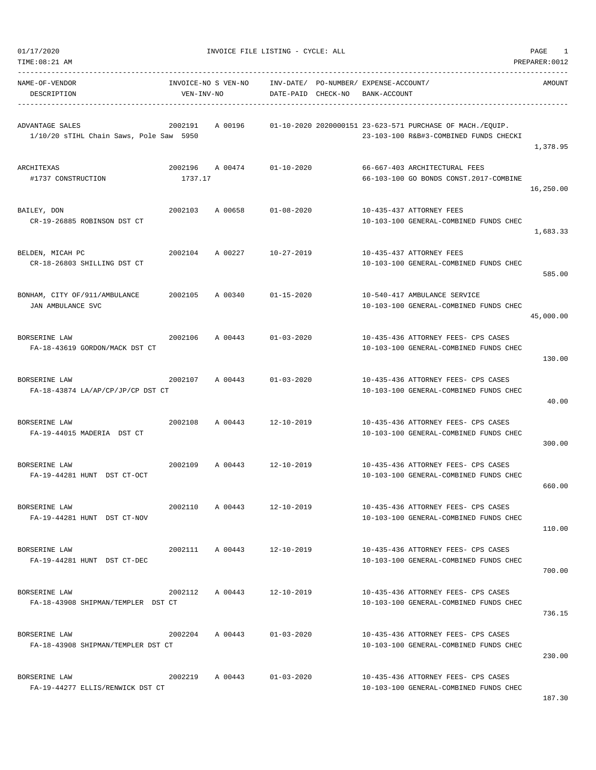01/17/2020 INVOICE FILE LISTING - CYCLE: ALL
TIME:08:21 AM PREPARER:0012

| NAME-OF-VENDOR / DESCRIPTION | INVOICE-NO / VEN-INV-NO | S VEN-NO | INV-DATE/ DATE-PAID | PO-NUMBER/ CHECK-NO | EXPENSE-ACCOUNT/ BANK-ACCOUNT | AMOUNT |
|---|---|---|---|---|---|---|
| ADVANTAGE SALES<br>1/10/20 sTIHL Chain Saws, Pole Saw | 2002191<br>5950 | A 00196 | 01-10-2020 | 2020000151 | 23-623-571 PURCHASE OF MACH./EQUIP.<br>23-103-100 R&B#3-COMBINED FUNDS CHECKI | 1,378.95 |
| ARCHITEXAS<br>#1737 CONSTRUCTION | 2002196<br>1737.17 | A 00474 | 01-10-2020 | | 66-667-403 ARCHITECTURAL FEES<br>66-103-100 GO BONDS CONST.2017-COMBINE | 16,250.00 |
| BAILEY, DON<br>CR-19-26885 ROBINSON DST CT | 2002103 | A 00658 | 01-08-2020 | | 10-435-437 ATTORNEY FEES<br>10-103-100 GENERAL-COMBINED FUNDS CHEC | 1,683.33 |
| BELDEN, MICAH PC<br>CR-18-26803 SHILLING DST CT | 2002104 | A 00227 | 10-27-2019 | | 10-435-437 ATTORNEY FEES<br>10-103-100 GENERAL-COMBINED FUNDS CHEC | 585.00 |
| BONHAM, CITY OF/911/AMBULANCE<br>JAN AMBULANCE SVC | 2002105 | A 00340 | 01-15-2020 | | 10-540-417 AMBULANCE SERVICE<br>10-103-100 GENERAL-COMBINED FUNDS CHEC | 45,000.00 |
| BORSERINE LAW<br>FA-18-43619 GORDON/MACK DST CT | 2002106 | A 00443 | 01-03-2020 | | 10-435-436 ATTORNEY FEES- CPS CASES<br>10-103-100 GENERAL-COMBINED FUNDS CHEC | 130.00 |
| BORSERINE LAW<br>FA-18-43874 LA/AP/CP/JP/CP DST CT | 2002107 | A 00443 | 01-03-2020 | | 10-435-436 ATTORNEY FEES- CPS CASES<br>10-103-100 GENERAL-COMBINED FUNDS CHEC | 40.00 |
| BORSERINE LAW<br>FA-19-44015 MADERIA DST CT | 2002108 | A 00443 | 12-10-2019 | | 10-435-436 ATTORNEY FEES- CPS CASES<br>10-103-100 GENERAL-COMBINED FUNDS CHEC | 300.00 |
| BORSERINE LAW<br>FA-19-44281 HUNT DST CT-OCT | 2002109 | A 00443 | 12-10-2019 | | 10-435-436 ATTORNEY FEES- CPS CASES<br>10-103-100 GENERAL-COMBINED FUNDS CHEC | 660.00 |
| BORSERINE LAW<br>FA-19-44281 HUNT DST CT-NOV | 2002110 | A 00443 | 12-10-2019 | | 10-435-436 ATTORNEY FEES- CPS CASES<br>10-103-100 GENERAL-COMBINED FUNDS CHEC | 110.00 |
| BORSERINE LAW<br>FA-19-44281 HUNT DST CT-DEC | 2002111 | A 00443 | 12-10-2019 | | 10-435-436 ATTORNEY FEES- CPS CASES<br>10-103-100 GENERAL-COMBINED FUNDS CHEC | 700.00 |
| BORSERINE LAW<br>FA-18-43908 SHIPMAN/TEMPLER DST CT | 2002112 | A 00443 | 12-10-2019 | | 10-435-436 ATTORNEY FEES- CPS CASES<br>10-103-100 GENERAL-COMBINED FUNDS CHEC | 736.15 |
| BORSERINE LAW<br>FA-18-43908 SHIPMAN/TEMPLER DST CT | 2002204 | A 00443 | 01-03-2020 | | 10-435-436 ATTORNEY FEES- CPS CASES<br>10-103-100 GENERAL-COMBINED FUNDS CHEC | 230.00 |
| BORSERINE LAW<br>FA-19-44277 ELLIS/RENWICK DST CT | 2002219 | A 00443 | 01-03-2020 | | 10-435-436 ATTORNEY FEES- CPS CASES<br>10-103-100 GENERAL-COMBINED FUNDS CHEC | 187.30 |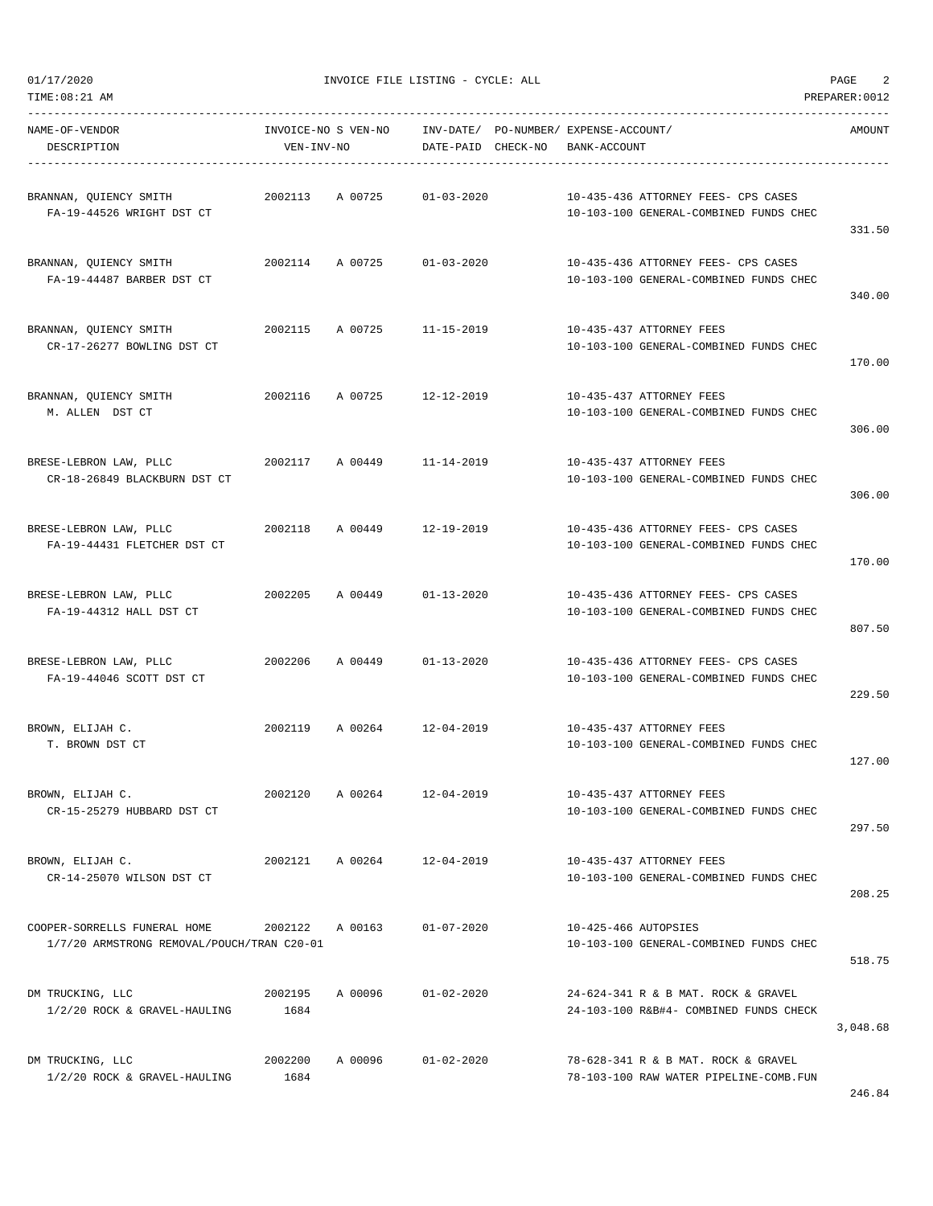INVOICE FILE LISTING - CYCLE: ALL

| NAME-OF-VENDOR / DESCRIPTION | INVOICE-NO / VEN-INV-NO | S VEN-NO | INV-DATE/ DATE-PAID | PO-NUMBER/ CHECK-NO | EXPENSE-ACCOUNT/ BANK-ACCOUNT | AMOUNT |
|---|---|---|---|---|---|---|
| BRANNAN, QUIENCY SMITH<br>FA-19-44526 WRIGHT DST CT | 2002113 | A 00725 | 01-03-2020 | | 10-435-436 ATTORNEY FEES- CPS CASES<br>10-103-100 GENERAL-COMBINED FUNDS CHEC | 331.50 |
| BRANNAN, QUIENCY SMITH<br>FA-19-44487 BARBER DST CT | 2002114 | A 00725 | 01-03-2020 | | 10-435-436 ATTORNEY FEES- CPS CASES<br>10-103-100 GENERAL-COMBINED FUNDS CHEC | 340.00 |
| BRANNAN, QUIENCY SMITH<br>CR-17-26277 BOWLING DST CT | 2002115 | A 00725 | 11-15-2019 | | 10-435-437 ATTORNEY FEES<br>10-103-100 GENERAL-COMBINED FUNDS CHEC | 170.00 |
| BRANNAN, QUIENCY SMITH<br>M. ALLEN DST CT | 2002116 | A 00725 | 12-12-2019 | | 10-435-437 ATTORNEY FEES<br>10-103-100 GENERAL-COMBINED FUNDS CHEC | 306.00 |
| BRESE-LEBRON LAW, PLLC<br>CR-18-26849 BLACKBURN DST CT | 2002117 | A 00449 | 11-14-2019 | | 10-435-437 ATTORNEY FEES<br>10-103-100 GENERAL-COMBINED FUNDS CHEC | 306.00 |
| BRESE-LEBRON LAW, PLLC<br>FA-19-44431 FLETCHER DST CT | 2002118 | A 00449 | 12-19-2019 | | 10-435-436 ATTORNEY FEES- CPS CASES<br>10-103-100 GENERAL-COMBINED FUNDS CHEC | 170.00 |
| BRESE-LEBRON LAW, PLLC<br>FA-19-44312 HALL DST CT | 2002205 | A 00449 | 01-13-2020 | | 10-435-436 ATTORNEY FEES- CPS CASES<br>10-103-100 GENERAL-COMBINED FUNDS CHEC | 807.50 |
| BRESE-LEBRON LAW, PLLC<br>FA-19-44046 SCOTT DST CT | 2002206 | A 00449 | 01-13-2020 | | 10-435-436 ATTORNEY FEES- CPS CASES<br>10-103-100 GENERAL-COMBINED FUNDS CHEC | 229.50 |
| BROWN, ELIJAH C.<br>T. BROWN DST CT | 2002119 | A 00264 | 12-04-2019 | | 10-435-437 ATTORNEY FEES<br>10-103-100 GENERAL-COMBINED FUNDS CHEC | 127.00 |
| BROWN, ELIJAH C.<br>CR-15-25279 HUBBARD DST CT | 2002120 | A 00264 | 12-04-2019 | | 10-435-437 ATTORNEY FEES<br>10-103-100 GENERAL-COMBINED FUNDS CHEC | 297.50 |
| BROWN, ELIJAH C.<br>CR-14-25070 WILSON DST CT | 2002121 | A 00264 | 12-04-2019 | | 10-435-437 ATTORNEY FEES<br>10-103-100 GENERAL-COMBINED FUNDS CHEC | 208.25 |
| COOPER-SORRELLS FUNERAL HOME<br>1/7/20 ARMSTRONG REMOVAL/POUCH/TRAN C20-01 | 2002122 | A 00163 | 01-07-2020 | | 10-425-466 AUTOPSIES<br>10-103-100 GENERAL-COMBINED FUNDS CHEC | 518.75 |
| DM TRUCKING, LLC<br>1/2/20 ROCK & GRAVEL-HAULING | 2002195<br>1684 | A 00096 | 01-02-2020 | | 24-624-341 R & B MAT. ROCK & GRAVEL<br>24-103-100 R&B#4- COMBINED FUNDS CHECK | 3,048.68 |
| DM TRUCKING, LLC<br>1/2/20 ROCK & GRAVEL-HAULING | 2002200<br>1684 | A 00096 | 01-02-2020 | | 78-628-341 R & B MAT. ROCK & GRAVEL<br>78-103-100 RAW WATER PIPELINE-COMB.FUN | 246.84 |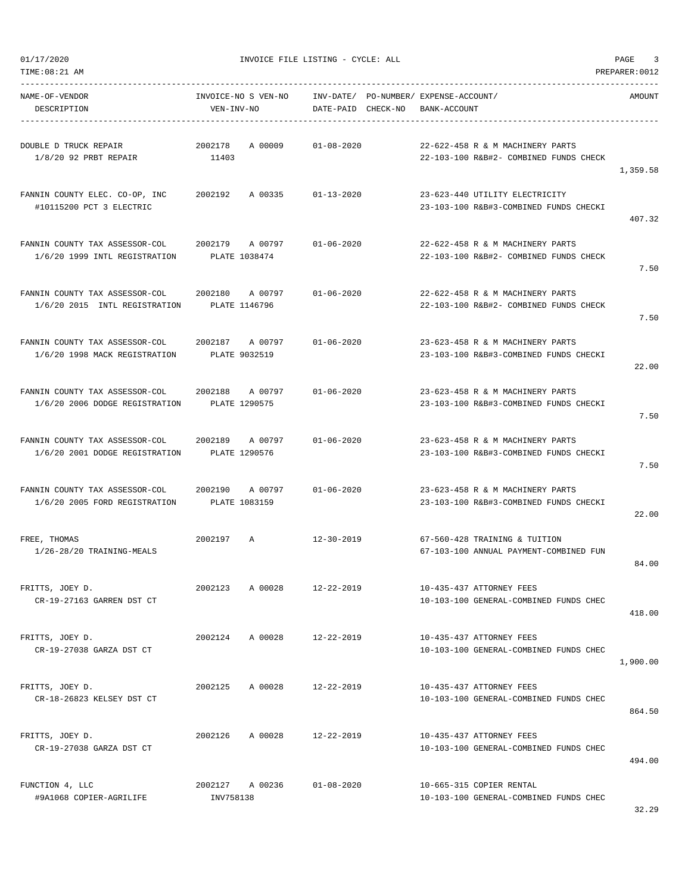01/17/2020 INVOICE FILE LISTING - CYCLE: ALL

TIME:08:21 AM PREPARER:0012

| NAME-OF-VENDOR / DESCRIPTION | INVOICE-NO S VEN-NO / VEN-INV-NO | INV-DATE/ DATE-PAID | PO-NUMBER/ CHECK-NO | EXPENSE-ACCOUNT/ BANK-ACCOUNT | AMOUNT |
|---|---|---|---|---|---|
| DOUBLE D TRUCK REPAIR<br>1/8/20 92 PRBT REPAIR | 2002178 A 00009<br>11403 | 01-08-2020 | | 22-622-458 R & M MACHINERY PARTS<br>22-103-100 R&B#2- COMBINED FUNDS CHECK | 1,359.58 |
| FANNIN COUNTY ELEC. CO-OP, INC<br>#10115200 PCT 3 ELECTRIC | 2002192 A 00335 | 01-13-2020 | | 23-623-440 UTILITY ELECTRICITY<br>23-103-100 R&B#3-COMBINED FUNDS CHECKI | 407.32 |
| FANNIN COUNTY TAX ASSESSOR-COL<br>1/6/20 1999 INTL REGISTRATION | 2002179 A 00797<br>PLATE 1038474 | 01-06-2020 | | 22-622-458 R & M MACHINERY PARTS<br>22-103-100 R&B#2- COMBINED FUNDS CHECK | 7.50 |
| FANNIN COUNTY TAX ASSESSOR-COL<br>1/6/20 2015 INTL REGISTRATION | 2002180 A 00797<br>PLATE 1146796 | 01-06-2020 | | 22-622-458 R & M MACHINERY PARTS<br>22-103-100 R&B#2- COMBINED FUNDS CHECK | 7.50 |
| FANNIN COUNTY TAX ASSESSOR-COL<br>1/6/20 1998 MACK REGISTRATION | 2002187 A 00797<br>PLATE 9032519 | 01-06-2020 | | 23-623-458 R & M MACHINERY PARTS<br>23-103-100 R&B#3-COMBINED FUNDS CHECKI | 22.00 |
| FANNIN COUNTY TAX ASSESSOR-COL<br>1/6/20 2006 DODGE REGISTRATION | 2002188 A 00797<br>PLATE 1290575 | 01-06-2020 | | 23-623-458 R & M MACHINERY PARTS<br>23-103-100 R&B#3-COMBINED FUNDS CHECKI | 7.50 |
| FANNIN COUNTY TAX ASSESSOR-COL<br>1/6/20 2001 DODGE REGISTRATION | 2002189 A 00797<br>PLATE 1290576 | 01-06-2020 | | 23-623-458 R & M MACHINERY PARTS<br>23-103-100 R&B#3-COMBINED FUNDS CHECKI | 7.50 |
| FANNIN COUNTY TAX ASSESSOR-COL<br>1/6/20 2005 FORD REGISTRATION | 2002190 A 00797<br>PLATE 1083159 | 01-06-2020 | | 23-623-458 R & M MACHINERY PARTS<br>23-103-100 R&B#3-COMBINED FUNDS CHECKI | 22.00 |
| FREE, THOMAS<br>1/26-28/20 TRAINING-MEALS | 2002197 A | 12-30-2019 | | 67-560-428 TRAINING & TUITION<br>67-103-100 ANNUAL PAYMENT-COMBINED FUN | 84.00 |
| FRITTS, JOEY D.<br>CR-19-27163 GARREN DST CT | 2002123 A 00028 | 12-22-2019 | | 10-435-437 ATTORNEY FEES<br>10-103-100 GENERAL-COMBINED FUNDS CHEC | 418.00 |
| FRITTS, JOEY D.<br>CR-19-27038 GARZA DST CT | 2002124 A 00028 | 12-22-2019 | | 10-435-437 ATTORNEY FEES<br>10-103-100 GENERAL-COMBINED FUNDS CHEC | 1,900.00 |
| FRITTS, JOEY D.<br>CR-18-26823 KELSEY DST CT | 2002125 A 00028 | 12-22-2019 | | 10-435-437 ATTORNEY FEES<br>10-103-100 GENERAL-COMBINED FUNDS CHEC | 864.50 |
| FRITTS, JOEY D.<br>CR-19-27038 GARZA DST CT | 2002126 A 00028 | 12-22-2019 | | 10-435-437 ATTORNEY FEES<br>10-103-100 GENERAL-COMBINED FUNDS CHEC | 494.00 |
| FUNCTION 4, LLC<br>#9A1068 COPIER-AGRILIFE | 2002127 A 00236<br>INV758138 | 01-08-2020 | | 10-665-315 COPIER RENTAL<br>10-103-100 GENERAL-COMBINED FUNDS CHEC | 32.29 |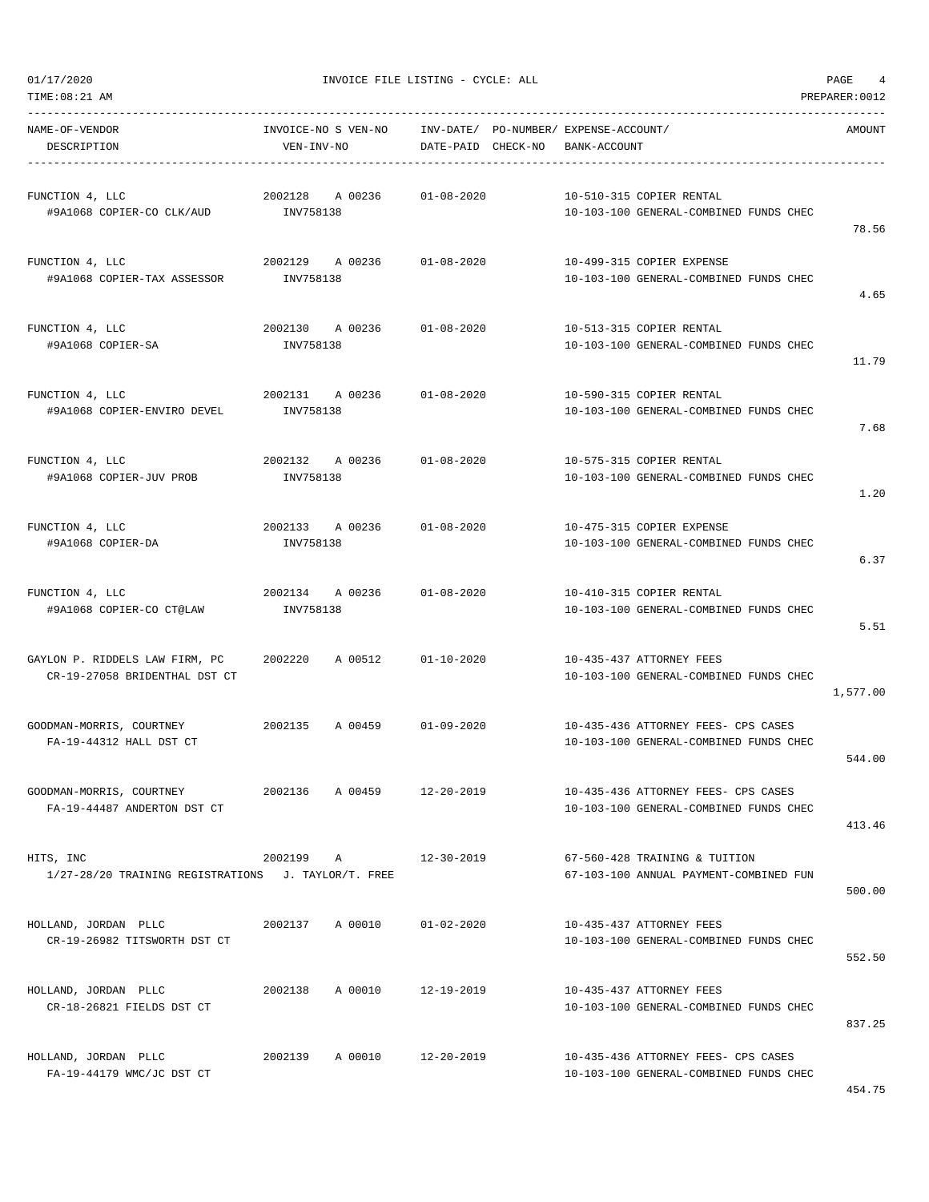01/17/2020 INVOICE FILE LISTING - CYCLE: ALL

TIME:08:21 AM PREPARER:0012

| NAME-OF-VENDOR / DESCRIPTION | INVOICE-NO / VEN-INV-NO | S | VEN-NO | INV-DATE/ DATE-PAID | PO-NUMBER/ CHECK-NO | EXPENSE-ACCOUNT/ BANK-ACCOUNT | AMOUNT |
|---|---|---|---|---|---|---|---|
| FUNCTION 4, LLC<br>#9A1068 COPIER-CO CLK/AUD | 2002128<br>INV758138 | A | 00236 | 01-08-2020 | | 10-510-315 COPIER RENTAL<br>10-103-100 GENERAL-COMBINED FUNDS CHEC | 78.56 |
| FUNCTION 4, LLC<br>#9A1068 COPIER-TAX ASSESSOR | 2002129<br>INV758138 | A | 00236 | 01-08-2020 | | 10-499-315 COPIER EXPENSE<br>10-103-100 GENERAL-COMBINED FUNDS CHEC | 4.65 |
| FUNCTION 4, LLC<br>#9A1068 COPIER-SA | 2002130<br>INV758138 | A | 00236 | 01-08-2020 | | 10-513-315 COPIER RENTAL<br>10-103-100 GENERAL-COMBINED FUNDS CHEC | 11.79 |
| FUNCTION 4, LLC<br>#9A1068 COPIER-ENVIRO DEVEL | 2002131<br>INV758138 | A | 00236 | 01-08-2020 | | 10-590-315 COPIER RENTAL<br>10-103-100 GENERAL-COMBINED FUNDS CHEC | 7.68 |
| FUNCTION 4, LLC<br>#9A1068 COPIER-JUV PROB | 2002132<br>INV758138 | A | 00236 | 01-08-2020 | | 10-575-315 COPIER RENTAL<br>10-103-100 GENERAL-COMBINED FUNDS CHEC | 1.20 |
| FUNCTION 4, LLC<br>#9A1068 COPIER-DA | 2002133<br>INV758138 | A | 00236 | 01-08-2020 | | 10-475-315 COPIER EXPENSE<br>10-103-100 GENERAL-COMBINED FUNDS CHEC | 6.37 |
| FUNCTION 4, LLC<br>#9A1068 COPIER-CO CT@LAW | 2002134<br>INV758138 | A | 00236 | 01-08-2020 | | 10-410-315 COPIER RENTAL<br>10-103-100 GENERAL-COMBINED FUNDS CHEC | 5.51 |
| GAYLON P. RIDDELS LAW FIRM, PC<br>CR-19-27058 BRIDENTHAL DST CT | 2002220 | A | 00512 | 01-10-2020 | | 10-435-437 ATTORNEY FEES<br>10-103-100 GENERAL-COMBINED FUNDS CHEC | 1,577.00 |
| GOODMAN-MORRIS, COURTNEY<br>FA-19-44312 HALL DST CT | 2002135 | A | 00459 | 01-09-2020 | | 10-435-436 ATTORNEY FEES- CPS CASES<br>10-103-100 GENERAL-COMBINED FUNDS CHEC | 544.00 |
| GOODMAN-MORRIS, COURTNEY<br>FA-19-44487 ANDERTON DST CT | 2002136 | A | 00459 | 12-20-2019 | | 10-435-436 ATTORNEY FEES- CPS CASES<br>10-103-100 GENERAL-COMBINED FUNDS CHEC | 413.46 |
| HITS, INC<br>1/27-28/20 TRAINING REGISTRATIONS J. TAYLOR/T. FREE | 2002199 | A | | 12-30-2019 | | 67-560-428 TRAINING & TUITION<br>67-103-100 ANNUAL PAYMENT-COMBINED FUN | 500.00 |
| HOLLAND, JORDAN PLLC<br>CR-19-26982 TITSWORTH DST CT | 2002137 | A | 00010 | 01-02-2020 | | 10-435-437 ATTORNEY FEES<br>10-103-100 GENERAL-COMBINED FUNDS CHEC | 552.50 |
| HOLLAND, JORDAN PLLC<br>CR-18-26821 FIELDS DST CT | 2002138 | A | 00010 | 12-19-2019 | | 10-435-437 ATTORNEY FEES<br>10-103-100 GENERAL-COMBINED FUNDS CHEC | 837.25 |
| HOLLAND, JORDAN PLLC<br>FA-19-44179 WMC/JC DST CT | 2002139 | A | 00010 | 12-20-2019 | | 10-435-436 ATTORNEY FEES- CPS CASES<br>10-103-100 GENERAL-COMBINED FUNDS CHEC | 454.75 |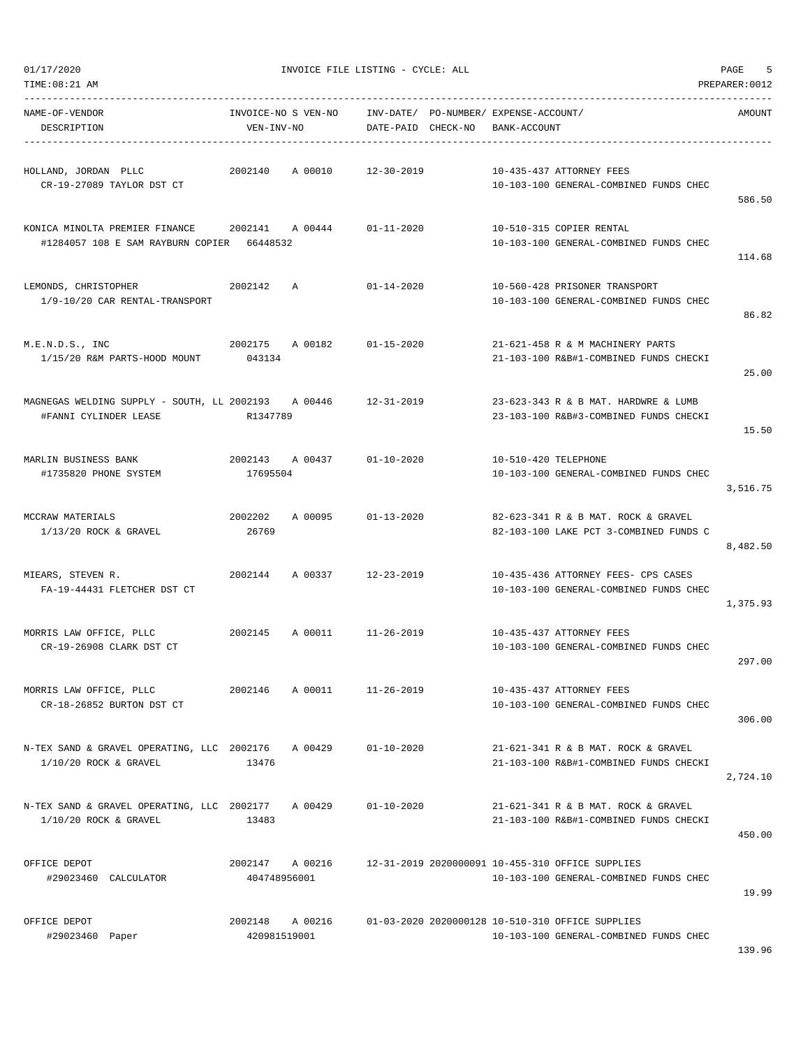01/17/2020 INVOICE FILE LISTING - CYCLE: ALL

TIME:08:21 AM PREPARER:0012

| NAME-OF-VENDOR / DESCRIPTION | INVOICE-NO | S | VEN-NO / VEN-INV-NO | INV-DATE / DATE-PAID | PO-NUMBER / CHECK-NO | EXPENSE-ACCOUNT / BANK-ACCOUNT | AMOUNT |
|---|---|---|---|---|---|---|---|
| HOLLAND, JORDAN PLLC<br>CR-19-27089 TAYLOR DST CT | 2002140 | A | 00010 | 12-30-2019 | | 10-435-437 ATTORNEY FEES<br>10-103-100 GENERAL-COMBINED FUNDS CHEC | 586.50 |
| KONICA MINOLTA PREMIER FINANCE<br>#1284057 108 E SAM RAYBURN COPIER | 2002141 | A | 00444<br>66448532 | 01-11-2020 | | 10-510-315 COPIER RENTAL<br>10-103-100 GENERAL-COMBINED FUNDS CHEC | 114.68 |
| LEMONDS, CHRISTOPHER<br>1/9-10/20 CAR RENTAL-TRANSPORT | 2002142 | A | | 01-14-2020 | | 10-560-428 PRISONER TRANSPORT<br>10-103-100 GENERAL-COMBINED FUNDS CHEC | 86.82 |
| M.E.N.D.S., INC<br>1/15/20 R&M PARTS-HOOD MOUNT | 2002175 | A | 00182<br>043134 | 01-15-2020 | | 21-621-458 R & M MACHINERY PARTS<br>21-103-100 R&B#1-COMBINED FUNDS CHECKI | 25.00 |
| MAGNEGAS WELDING SUPPLY - SOUTH, LL<br>#FANNI CYLINDER LEASE | 2002193 | A | 00446<br>R1347789 | 12-31-2019 | | 23-623-343 R & B MAT. HARDWRE & LUMB<br>23-103-100 R&B#3-COMBINED FUNDS CHECKI | 15.50 |
| MARLIN BUSINESS BANK<br>#1735820 PHONE SYSTEM | 2002143 | A | 00437<br>17695504 | 01-10-2020 | | 10-510-420 TELEPHONE<br>10-103-100 GENERAL-COMBINED FUNDS CHEC | 3,516.75 |
| MCCRAW MATERIALS<br>1/13/20 ROCK & GRAVEL | 2002202 | A | 00095<br>26769 | 01-13-2020 | | 82-623-341 R & B MAT. ROCK & GRAVEL<br>82-103-100 LAKE PCT 3-COMBINED FUNDS C | 8,482.50 |
| MIEARS, STEVEN R.<br>FA-19-44431 FLETCHER DST CT | 2002144 | A | 00337 | 12-23-2019 | | 10-435-436 ATTORNEY FEES- CPS CASES<br>10-103-100 GENERAL-COMBINED FUNDS CHEC | 1,375.93 |
| MORRIS LAW OFFICE, PLLC<br>CR-19-26908 CLARK DST CT | 2002145 | A | 00011 | 11-26-2019 | | 10-435-437 ATTORNEY FEES<br>10-103-100 GENERAL-COMBINED FUNDS CHEC | 297.00 |
| MORRIS LAW OFFICE, PLLC<br>CR-18-26852 BURTON DST CT | 2002146 | A | 00011 | 11-26-2019 | | 10-435-437 ATTORNEY FEES<br>10-103-100 GENERAL-COMBINED FUNDS CHEC | 306.00 |
| N-TEX SAND & GRAVEL OPERATING, LLC<br>1/10/20 ROCK & GRAVEL | 2002176 | A | 00429<br>13476 | 01-10-2020 | | 21-621-341 R & B MAT. ROCK & GRAVEL<br>21-103-100 R&B#1-COMBINED FUNDS CHECKI | 2,724.10 |
| N-TEX SAND & GRAVEL OPERATING, LLC<br>1/10/20 ROCK & GRAVEL | 2002177 | A | 00429<br>13483 | 01-10-2020 | | 21-621-341 R & B MAT. ROCK & GRAVEL<br>21-103-100 R&B#1-COMBINED FUNDS CHECKI | 450.00 |
| OFFICE DEPOT<br>#29023460 CALCULATOR | 2002147 | A | 00216<br>404748956001 | 12-31-2019 | 2020000091 | 10-455-310 OFFICE SUPPLIES<br>10-103-100 GENERAL-COMBINED FUNDS CHEC | 19.99 |
| OFFICE DEPOT<br>#29023460 Paper | 2002148 | A | 00216<br>420981519001 | 01-03-2020 | 2020000128 | 10-510-310 OFFICE SUPPLIES<br>10-103-100 GENERAL-COMBINED FUNDS CHEC | 139.96 |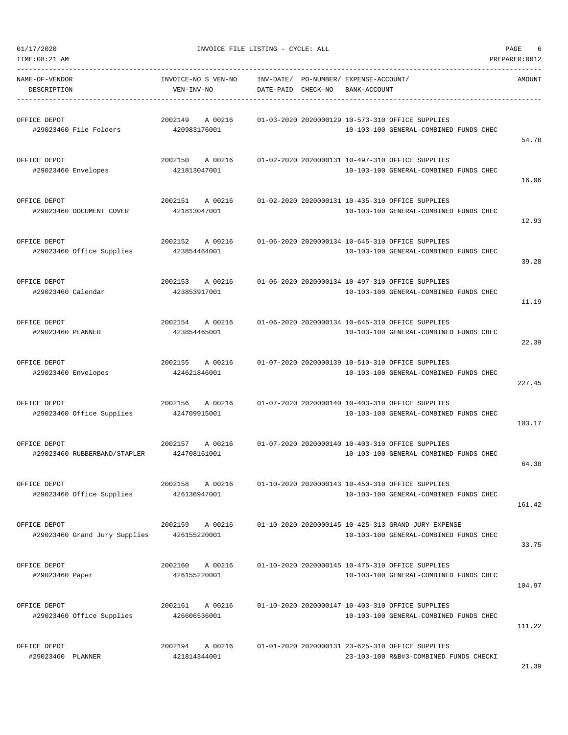# INVOICE FILE LISTING - CYCLE: ALL

01/17/2020
TIME:08:21 AM
PREPARER:0012

| NAME-OF-VENDOR / DESCRIPTION | INVOICE-NO S VEN-NO / VEN-INV-NO | INV-DATE/ DATE-PAID | PO-NUMBER/ CHECK-NO | EXPENSE-ACCOUNT/ BANK-ACCOUNT | AMOUNT |
|---|---|---|---|---|---|
| OFFICE DEPOT<br>#29023460 File Folders | 2002149 A 00216<br>420983176001 | 01-03-2020 | 2020000129 | 10-573-310 OFFICE SUPPLIES<br>10-103-100 GENERAL-COMBINED FUNDS CHEC | 54.78 |
| OFFICE DEPOT<br>#29023460 Envelopes | 2002150 A 00216<br>421813047001 | 01-02-2020 | 2020000131 | 10-497-310 OFFICE SUPPLIES<br>10-103-100 GENERAL-COMBINED FUNDS CHEC | 16.06 |
| OFFICE DEPOT<br>#29023460 DOCUMENT COVER | 2002151 A 00216<br>421813047001 | 01-02-2020 | 2020000131 | 10-435-310 OFFICE SUPPLIES<br>10-103-100 GENERAL-COMBINED FUNDS CHEC | 12.93 |
| OFFICE DEPOT<br>#29023460 Office Supplies | 2002152 A 00216<br>423854464001 | 01-06-2020 | 2020000134 | 10-645-310 OFFICE SUPPLIES<br>10-103-100 GENERAL-COMBINED FUNDS CHEC | 39.28 |
| OFFICE DEPOT<br>#29023460 Calendar | 2002153 A 00216<br>423853917001 | 01-06-2020 | 2020000134 | 10-497-310 OFFICE SUPPLIES<br>10-103-100 GENERAL-COMBINED FUNDS CHEC | 11.19 |
| OFFICE DEPOT<br>#29023460 PLANNER | 2002154 A 00216<br>423854465001 | 01-06-2020 | 2020000134 | 10-645-310 OFFICE SUPPLIES<br>10-103-100 GENERAL-COMBINED FUNDS CHEC | 22.39 |
| OFFICE DEPOT<br>#29023460 Envelopes | 2002155 A 00216<br>424621846001 | 01-07-2020 | 2020000139 | 10-510-310 OFFICE SUPPLIES<br>10-103-100 GENERAL-COMBINED FUNDS CHEC | 227.45 |
| OFFICE DEPOT<br>#29023460 Office Supplies | 2002156 A 00216<br>424709915001 | 01-07-2020 | 2020000140 | 10-403-310 OFFICE SUPPLIES<br>10-103-100 GENERAL-COMBINED FUNDS CHEC | 103.17 |
| OFFICE DEPOT<br>#29023460 RUBBERBAND/STAPLER | 2002157 A 00216<br>424708161001 | 01-07-2020 | 2020000140 | 10-403-310 OFFICE SUPPLIES<br>10-103-100 GENERAL-COMBINED FUNDS CHEC | 64.38 |
| OFFICE DEPOT<br>#29023460 Office Supplies | 2002158 A 00216<br>426136947001 | 01-10-2020 | 2020000143 | 10-450-310 OFFICE SUPPLIES<br>10-103-100 GENERAL-COMBINED FUNDS CHEC | 161.42 |
| OFFICE DEPOT<br>#29023460 Grand Jury Supplies | 2002159 A 00216<br>426155220001 | 01-10-2020 | 2020000145 | 10-425-313 GRAND JURY EXPENSE<br>10-103-100 GENERAL-COMBINED FUNDS CHEC | 33.75 |
| OFFICE DEPOT<br>#29023460 Paper | 2002160 A 00216<br>426155220001 | 01-10-2020 | 2020000145 | 10-475-310 OFFICE SUPPLIES<br>10-103-100 GENERAL-COMBINED FUNDS CHEC | 104.97 |
| OFFICE DEPOT<br>#29023460 Office Supplies | 2002161 A 00216<br>426606536001 | 01-10-2020 | 2020000147 | 10-403-310 OFFICE SUPPLIES<br>10-103-100 GENERAL-COMBINED FUNDS CHEC | 111.22 |
| OFFICE DEPOT<br>#29023460 PLANNER | 2002194 A 00216<br>421814344001 | 01-01-2020 | 2020000131 | 23-625-310 OFFICE SUPPLIES<br>23-103-100 R&B#3-COMBINED FUNDS CHECKI | 21.39 |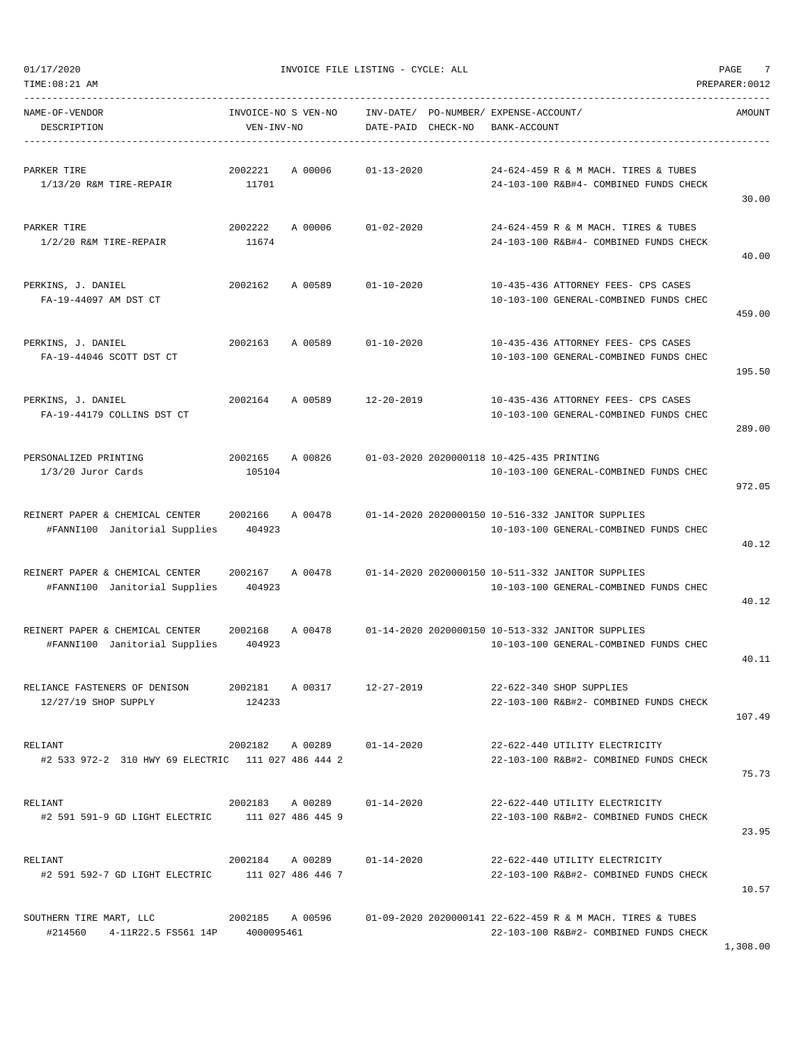| NAME-OF-VENDOR DESCRIPTION | INVOICE-NO S VEN-NO VEN-INV-NO | INV-DATE/ DATE-PAID | PO-NUMBER/ CHECK-NO | EXPENSE-ACCOUNT/ BANK-ACCOUNT | AMOUNT |
|---|---|---|---|---|---|
| PARKER TIRE 1/13/20 R&M TIRE-REPAIR | 2002221 A 00006 11701 | 01-13-2020 | | 24-624-459 R & M MACH. TIRES & TUBES 24-103-100 R&B#4- COMBINED FUNDS CHECK | 30.00 |
| PARKER TIRE 1/2/20 R&M TIRE-REPAIR | 2002222 A 00006 11674 | 01-02-2020 | | 24-624-459 R & M MACH. TIRES & TUBES 24-103-100 R&B#4- COMBINED FUNDS CHECK | 40.00 |
| PERKINS, J. DANIEL FA-19-44097 AM DST CT | 2002162 A 00589 | 01-10-2020 | | 10-435-436 ATTORNEY FEES- CPS CASES 10-103-100 GENERAL-COMBINED FUNDS CHEC | 459.00 |
| PERKINS, J. DANIEL FA-19-44046 SCOTT DST CT | 2002163 A 00589 | 01-10-2020 | | 10-435-436 ATTORNEY FEES- CPS CASES 10-103-100 GENERAL-COMBINED FUNDS CHEC | 195.50 |
| PERKINS, J. DANIEL FA-19-44179 COLLINS DST CT | 2002164 A 00589 | 12-20-2019 | | 10-435-436 ATTORNEY FEES- CPS CASES 10-103-100 GENERAL-COMBINED FUNDS CHEC | 289.00 |
| PERSONALIZED PRINTING 1/3/20 Juror Cards | 2002165 A 00826 105104 | 01-03-2020 | 2020000118 | 10-425-435 PRINTING 10-103-100 GENERAL-COMBINED FUNDS CHEC | 972.05 |
| REINERT PAPER & CHEMICAL CENTER #FANNI100 Janitorial Supplies | 2002166 A 00478 404923 | 01-14-2020 | 2020000150 | 10-516-332 JANITOR SUPPLIES 10-103-100 GENERAL-COMBINED FUNDS CHEC | 40.12 |
| REINERT PAPER & CHEMICAL CENTER #FANNI100 Janitorial Supplies | 2002167 A 00478 404923 | 01-14-2020 | 2020000150 | 10-511-332 JANITOR SUPPLIES 10-103-100 GENERAL-COMBINED FUNDS CHEC | 40.12 |
| REINERT PAPER & CHEMICAL CENTER #FANNI100 Janitorial Supplies | 2002168 A 00478 404923 | 01-14-2020 | 2020000150 | 10-513-332 JANITOR SUPPLIES 10-103-100 GENERAL-COMBINED FUNDS CHEC | 40.11 |
| RELIANCE FASTENERS OF DENISON 12/27/19 SHOP SUPPLY | 2002181 A 00317 124233 | 12-27-2019 | | 22-622-340 SHOP SUPPLIES 22-103-100 R&B#2- COMBINED FUNDS CHECK | 107.49 |
| RELIANT #2 533 972-2 310 HWY 69 ELECTRIC | 2002182 A 00289 111 027 486 444 2 | 01-14-2020 | | 22-622-440 UTILITY ELECTRICITY 22-103-100 R&B#2- COMBINED FUNDS CHECK | 75.73 |
| RELIANT #2 591 591-9 GD LIGHT ELECTRIC | 2002183 A 00289 111 027 486 445 9 | 01-14-2020 | | 22-622-440 UTILITY ELECTRICITY 22-103-100 R&B#2- COMBINED FUNDS CHECK | 23.95 |
| RELIANT #2 591 592-7 GD LIGHT ELECTRIC | 2002184 A 00289 111 027 486 446 7 | 01-14-2020 | | 22-622-440 UTILITY ELECTRICITY 22-103-100 R&B#2- COMBINED FUNDS CHECK | 10.57 |
| SOUTHERN TIRE MART, LLC #214560 4-11R22.5 FS561 14P | 2002185 A 00596 4000095461 | 01-09-2020 | 2020000141 | 22-622-459 R & M MACH. TIRES & TUBES 22-103-100 R&B#2- COMBINED FUNDS CHECK | 1,308.00 |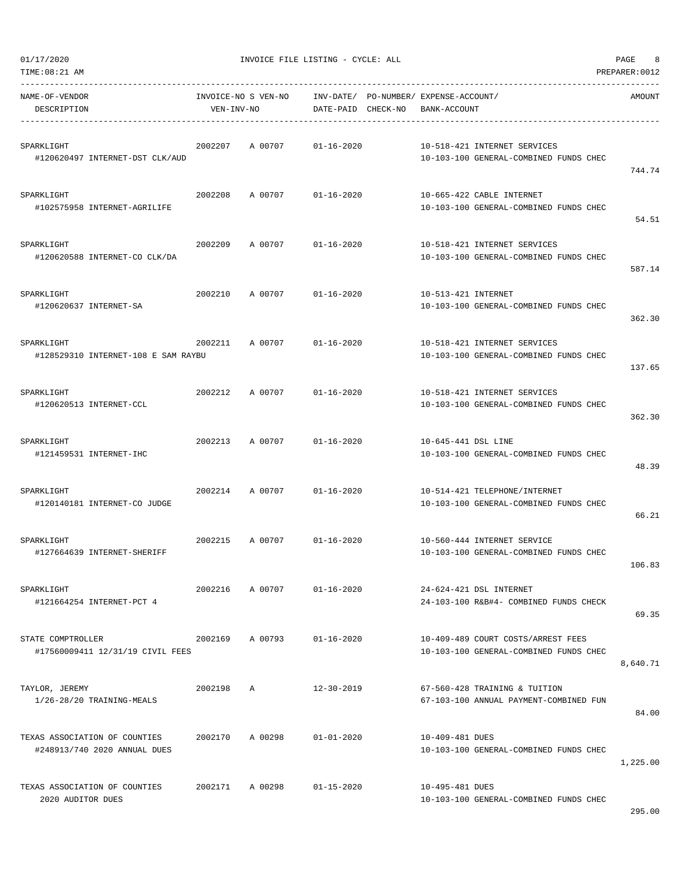01/17/2020 INVOICE FILE LISTING - CYCLE: ALL

TIME:08:21 AM PREPARER:0012

| NAME-OF-VENDOR / DESCRIPTION | INVOICE-NO | S VEN-NO / VEN-INV-NO | INV-DATE/ DATE-PAID | PO-NUMBER/ CHECK-NO | EXPENSE-ACCOUNT/ BANK-ACCOUNT | AMOUNT |
|---|---|---|---|---|---|---|
| SPARKLIGHT<br>#120620497 INTERNET-DST CLK/AUD | 2002207 | A 00707 | 01-16-2020 | | 10-518-421 INTERNET SERVICES<br>10-103-100 GENERAL-COMBINED FUNDS CHEC | 744.74 |
| SPARKLIGHT<br>#102575958 INTERNET-AGRILIFE | 2002208 | A 00707 | 01-16-2020 | | 10-665-422 CABLE INTERNET<br>10-103-100 GENERAL-COMBINED FUNDS CHEC | 54.51 |
| SPARKLIGHT<br>#120620588 INTERNET-CO CLK/DA | 2002209 | A 00707 | 01-16-2020 | | 10-518-421 INTERNET SERVICES<br>10-103-100 GENERAL-COMBINED FUNDS CHEC | 587.14 |
| SPARKLIGHT<br>#120620637 INTERNET-SA | 2002210 | A 00707 | 01-16-2020 | | 10-513-421 INTERNET<br>10-103-100 GENERAL-COMBINED FUNDS CHEC | 362.30 |
| SPARKLIGHT<br>#128529310 INTERNET-108 E SAM RAYBU | 2002211 | A 00707 | 01-16-2020 | | 10-518-421 INTERNET SERVICES<br>10-103-100 GENERAL-COMBINED FUNDS CHEC | 137.65 |
| SPARKLIGHT<br>#120620513 INTERNET-CCL | 2002212 | A 00707 | 01-16-2020 | | 10-518-421 INTERNET SERVICES<br>10-103-100 GENERAL-COMBINED FUNDS CHEC | 362.30 |
| SPARKLIGHT<br>#121459531 INTERNET-IHC | 2002213 | A 00707 | 01-16-2020 | | 10-645-441 DSL LINE<br>10-103-100 GENERAL-COMBINED FUNDS CHEC | 48.39 |
| SPARKLIGHT<br>#120140181 INTERNET-CO JUDGE | 2002214 | A 00707 | 01-16-2020 | | 10-514-421 TELEPHONE/INTERNET<br>10-103-100 GENERAL-COMBINED FUNDS CHEC | 66.21 |
| SPARKLIGHT<br>#127664639 INTERNET-SHERIFF | 2002215 | A 00707 | 01-16-2020 | | 10-560-444 INTERNET SERVICE<br>10-103-100 GENERAL-COMBINED FUNDS CHEC | 106.83 |
| SPARKLIGHT<br>#121664254 INTERNET-PCT 4 | 2002216 | A 00707 | 01-16-2020 | | 24-624-421 DSL INTERNET<br>24-103-100 R&B#4- COMBINED FUNDS CHECK | 69.35 |
| STATE COMPTROLLER<br>#17560009411 12/31/19 CIVIL FEES | 2002169 | A 00793 | 01-16-2020 | | 10-409-489 COURT COSTS/ARREST FEES<br>10-103-100 GENERAL-COMBINED FUNDS CHEC | 8,640.71 |
| TAYLOR, JEREMY<br>1/26-28/20 TRAINING-MEALS | 2002198 | A | 12-30-2019 | | 67-560-428 TRAINING & TUITION<br>67-103-100 ANNUAL PAYMENT-COMBINED FUN | 84.00 |
| TEXAS ASSOCIATION OF COUNTIES<br>#248913/740 2020 ANNUAL DUES | 2002170 | A 00298 | 01-01-2020 | | 10-409-481 DUES<br>10-103-100 GENERAL-COMBINED FUNDS CHEC | 1,225.00 |
| TEXAS ASSOCIATION OF COUNTIES<br>2020 AUDITOR DUES | 2002171 | A 00298 | 01-15-2020 | | 10-495-481 DUES<br>10-103-100 GENERAL-COMBINED FUNDS CHEC | 295.00 |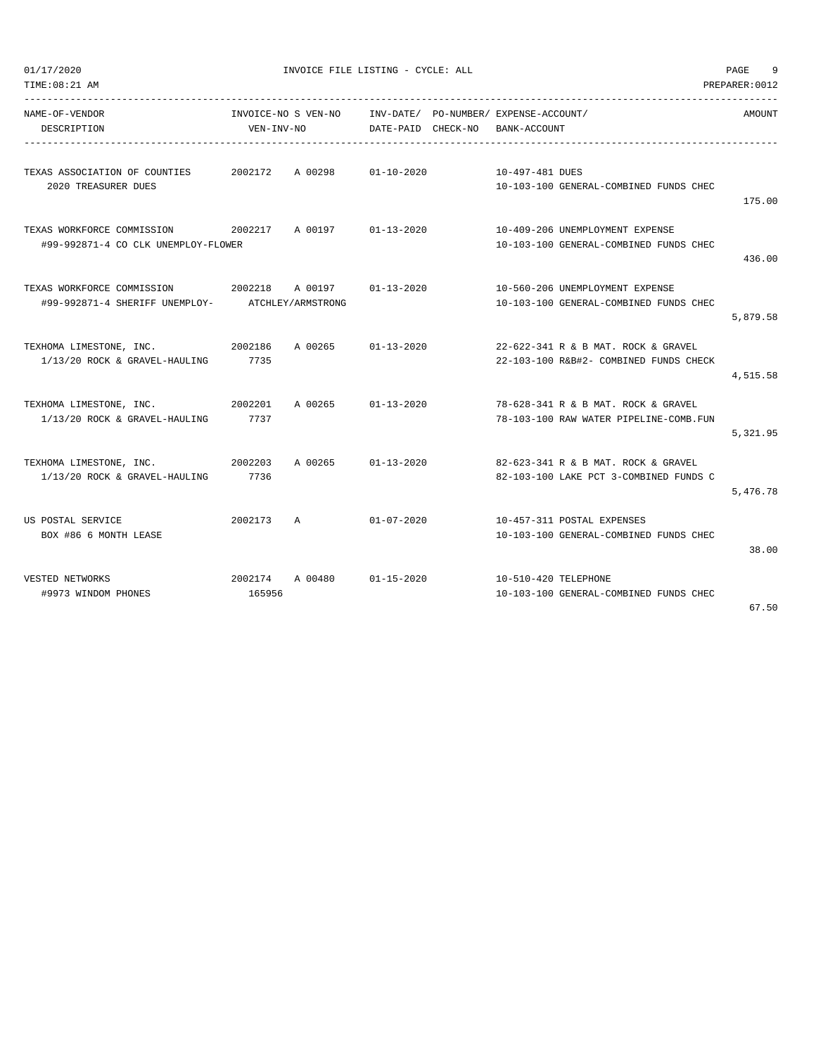# INVOICE FILE LISTING - CYCLE: ALL

01/17/2020
TIME:08:21 AM
PREPARER:0012

| NAME-OF-VENDOR / DESCRIPTION | INVOICE-NO / VEN-INV-NO | S | VEN-NO | INV-DATE/ DATE-PAID | PO-NUMBER/ CHECK-NO | EXPENSE-ACCOUNT/ BANK-ACCOUNT | AMOUNT |
|---|---|---|---|---|---|---|---|
| TEXAS ASSOCIATION OF COUNTIES | 2002172 | A | 00298 | 01-10-2020 | | 10-497-481 DUES | |
| 2020 TREASURER DUES | | | | | | 10-103-100 GENERAL-COMBINED FUNDS CHEC | 175.00 |
| TEXAS WORKFORCE COMMISSION | 2002217 | A | 00197 | 01-13-2020 | | 10-409-206 UNEMPLOYMENT EXPENSE | |
| #99-992871-4 CO CLK UNEMPLOY-FLOWER | | | | | | 10-103-100 GENERAL-COMBINED FUNDS CHEC | 436.00 |
| TEXAS WORKFORCE COMMISSION | 2002218 | A | 00197 | 01-13-2020 | | 10-560-206 UNEMPLOYMENT EXPENSE | |
| #99-992871-4 SHERIFF UNEMPLOY- | ATCHLEY/ARMSTRONG | | | | | 10-103-100 GENERAL-COMBINED FUNDS CHEC | 5,879.58 |
| TEXHOMA LIMESTONE, INC. | 2002186 | A | 00265 | 01-13-2020 | | 22-622-341 R & B MAT. ROCK & GRAVEL | |
| 1/13/20 ROCK & GRAVEL-HAULING | 7735 | | | | | 22-103-100 R&B#2- COMBINED FUNDS CHECK | 4,515.58 |
| TEXHOMA LIMESTONE, INC. | 2002201 | A | 00265 | 01-13-2020 | | 78-628-341 R & B MAT. ROCK & GRAVEL | |
| 1/13/20 ROCK & GRAVEL-HAULING | 7737 | | | | | 78-103-100 RAW WATER PIPELINE-COMB.FUN | 5,321.95 |
| TEXHOMA LIMESTONE, INC. | 2002203 | A | 00265 | 01-13-2020 | | 82-623-341 R & B MAT. ROCK & GRAVEL | |
| 1/13/20 ROCK & GRAVEL-HAULING | 7736 | | | | | 82-103-100 LAKE PCT 3-COMBINED FUNDS C | 5,476.78 |
| US POSTAL SERVICE | 2002173 | A | | 01-07-2020 | | 10-457-311 POSTAL EXPENSES | |
| BOX #86 6 MONTH LEASE | | | | | | 10-103-100 GENERAL-COMBINED FUNDS CHEC | 38.00 |
| VESTED NETWORKS | 2002174 | A | 00480 | 01-15-2020 | | 10-510-420 TELEPHONE | |
| #9973 WINDOM PHONES | 165956 | | | | | 10-103-100 GENERAL-COMBINED FUNDS CHEC | 67.50 |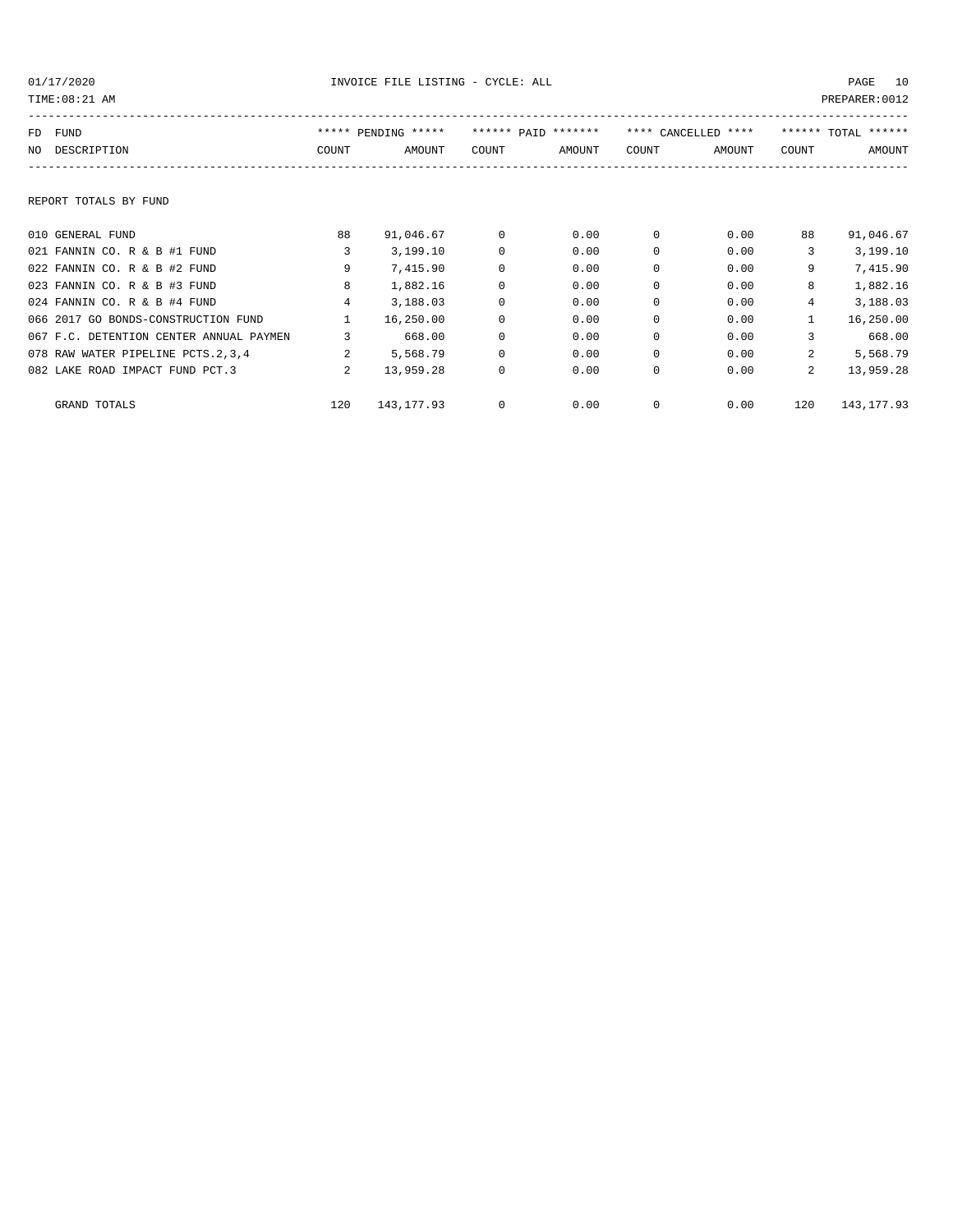01/17/2020 INVOICE FILE LISTING - CYCLE: ALL

TIME:08:21 AM PREPARER:0012

| FD FUND | ***** PENDING ***** | | ****** PAID ******* | | **** CANCELLED **** | | ****** TOTAL ****** | |
|---|---|---|---|---|---|---|---|---|
| NO DESCRIPTION | COUNT | AMOUNT | COUNT | AMOUNT | COUNT | AMOUNT | COUNT | AMOUNT |
| REPORT TOTALS BY FUND | | | | | | | | |
| 010 GENERAL FUND | 88 | 91,046.67 | 0 | 0.00 | 0 | 0.00 | 88 | 91,046.67 |
| 021 FANNIN CO. R & B #1 FUND | 3 | 3,199.10 | 0 | 0.00 | 0 | 0.00 | 3 | 3,199.10 |
| 022 FANNIN CO. R & B #2 FUND | 9 | 7,415.90 | 0 | 0.00 | 0 | 0.00 | 9 | 7,415.90 |
| 023 FANNIN CO. R & B #3 FUND | 8 | 1,882.16 | 0 | 0.00 | 0 | 0.00 | 8 | 1,882.16 |
| 024 FANNIN CO. R & B #4 FUND | 4 | 3,188.03 | 0 | 0.00 | 0 | 0.00 | 4 | 3,188.03 |
| 066 2017 GO BONDS-CONSTRUCTION FUND | 1 | 16,250.00 | 0 | 0.00 | 0 | 0.00 | 1 | 16,250.00 |
| 067 F.C. DETENTION CENTER ANNUAL PAYMEN | 3 | 668.00 | 0 | 0.00 | 0 | 0.00 | 3 | 668.00 |
| 078 RAW WATER PIPELINE PCTS.2,3,4 | 2 | 5,568.79 | 0 | 0.00 | 0 | 0.00 | 2 | 5,568.79 |
| 082 LAKE ROAD IMPACT FUND PCT.3 | 2 | 13,959.28 | 0 | 0.00 | 0 | 0.00 | 2 | 13,959.28 |
| GRAND TOTALS | 120 | 143,177.93 | 0 | 0.00 | 0 | 0.00 | 120 | 143,177.93 |